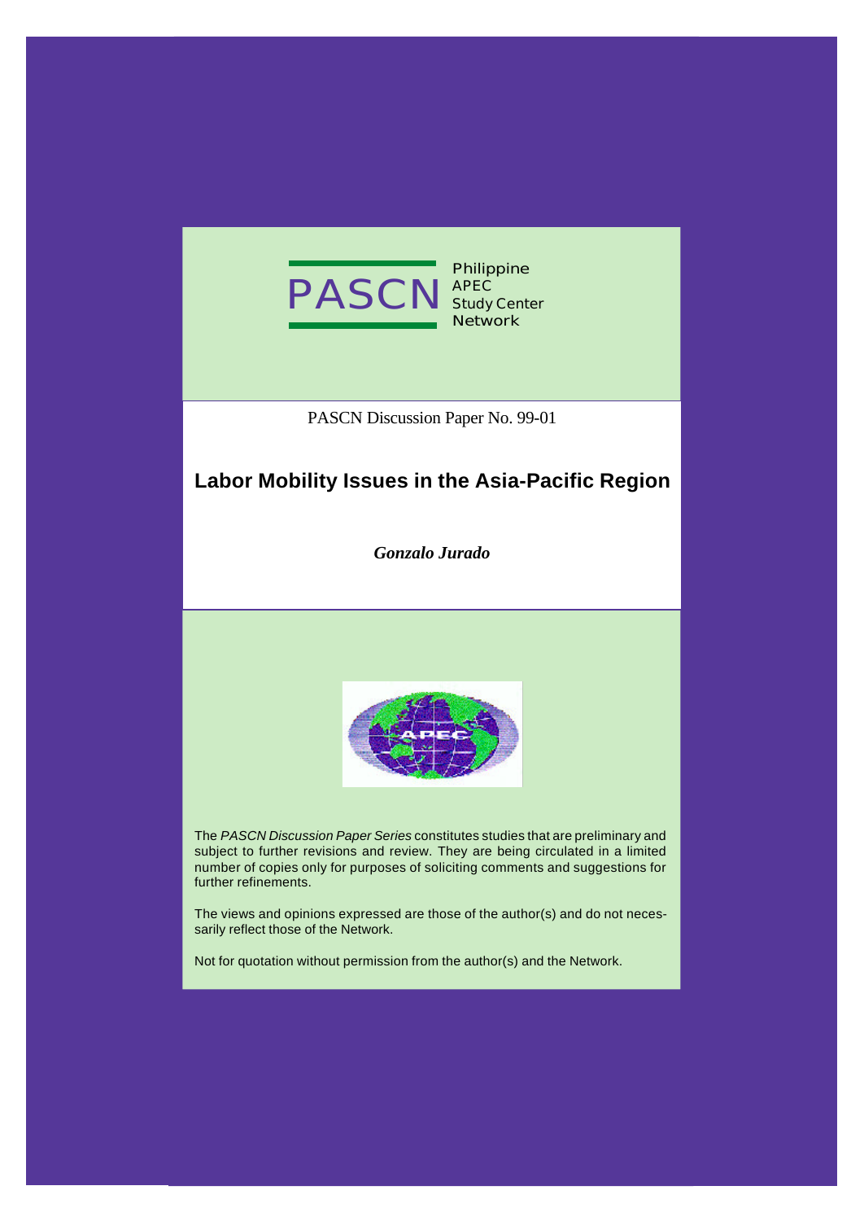PASCN Philippine APEC Study Center Network

PASCN Discussion Paper No. 99-01

# Labor Mobility Issues in the Asia-Pacific Region

***Gonzalo Jurado***

The *PASCN Discussion Paper Series* constitutes studies that are preliminary and subject to further revisions and review. They are being circulated in a limited number of copies only for purposes of soliciting comments and suggestions for further refinements.

The views and opinions expressed are those of the author(s) and do not necessarily reflect those of the Network.

Not for quotation without permission from the author(s) and the Network.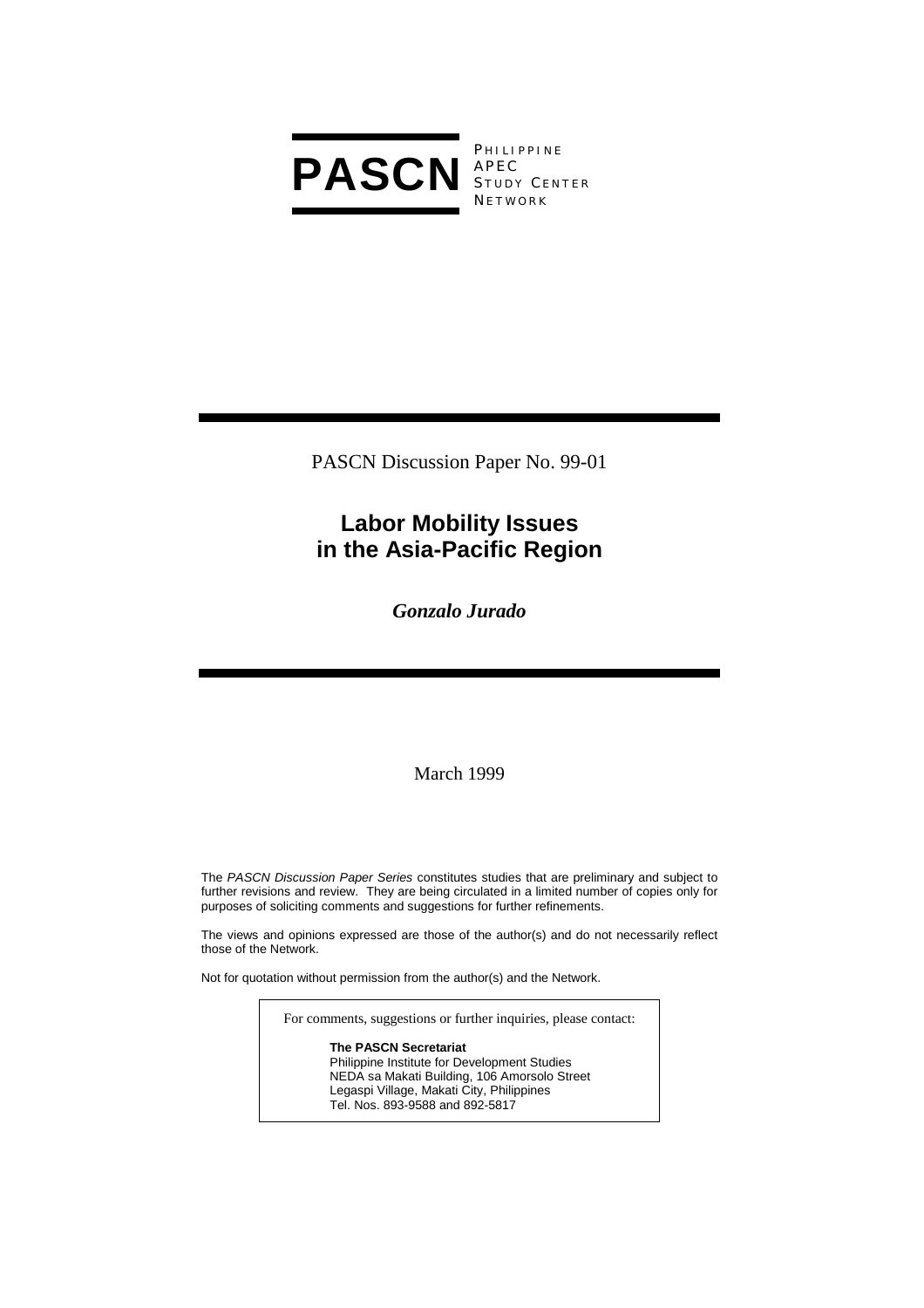**PASCN** PHILIPPINE APEC STUDY CENTER NETWORK

PASCN Discussion Paper No. 99-01

# Labor Mobility Issues in the Asia-Pacific Region

***Gonzalo Jurado***

March 1999

The *PASCN Discussion Paper Series* constitutes studies that are preliminary and subject to further revisions and review. They are being circulated in a limited number of copies only for purposes of soliciting comments and suggestions for further refinements.

The views and opinions expressed are those of the author(s) and do not necessarily reflect those of the Network.

Not for quotation without permission from the author(s) and the Network.

For comments, suggestions or further inquiries, please contact:

**The PASCN Secretariat**
Philippine Institute for Development Studies
NEDA sa Makati Building, 106 Amorsolo Street
Legaspi Village, Makati City, Philippines
Tel. Nos. 893-9588 and 892-5817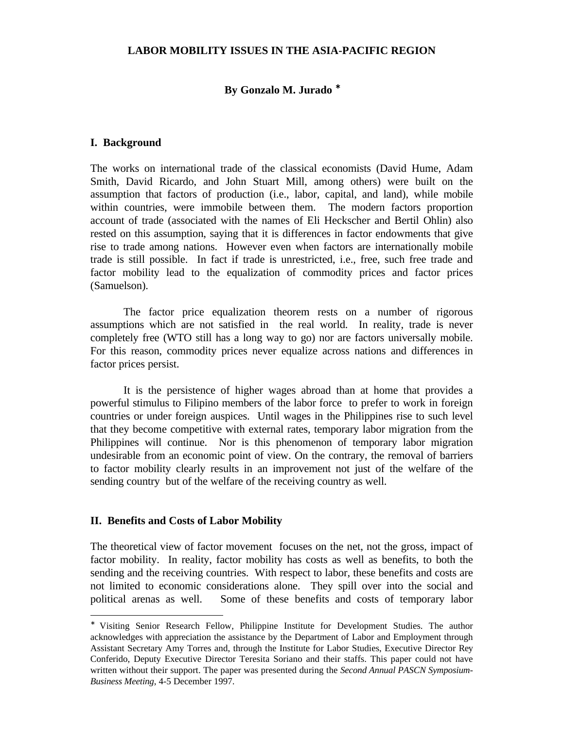# LABOR MOBILITY ISSUES IN THE ASIA-PACIFIC REGION

**By Gonzalo M. Jurado** *

## I. Background

The works on international trade of the classical economists (David Hume, Adam Smith, David Ricardo, and John Stuart Mill, among others) were built on the assumption that factors of production (i.e., labor, capital, and land), while mobile within countries, were immobile between them. The modern factors proportion account of trade (associated with the names of Eli Heckscher and Bertil Ohlin) also rested on this assumption, saying that it is differences in factor endowments that give rise to trade among nations. However even when factors are internationally mobile trade is still possible. In fact if trade is unrestricted, i.e., free, such free trade and factor mobility lead to the equalization of commodity prices and factor prices (Samuelson).

The factor price equalization theorem rests on a number of rigorous assumptions which are not satisfied in the real world. In reality, trade is never completely free (WTO still has a long way to go) nor are factors universally mobile. For this reason, commodity prices never equalize across nations and differences in factor prices persist.

It is the persistence of higher wages abroad than at home that provides a powerful stimulus to Filipino members of the labor force to prefer to work in foreign countries or under foreign auspices. Until wages in the Philippines rise to such level that they become competitive with external rates, temporary labor migration from the Philippines will continue. Nor is this phenomenon of temporary labor migration undesirable from an economic point of view. On the contrary, the removal of barriers to factor mobility clearly results in an improvement not just of the welfare of the sending country but of the welfare of the receiving country as well.

## II. Benefits and Costs of Labor Mobility

The theoretical view of factor movement focuses on the net, not the gross, impact of factor mobility. In reality, factor mobility has costs as well as benefits, to both the sending and the receiving countries. With respect to labor, these benefits and costs are not limited to economic considerations alone. They spill over into the social and political arenas as well. Some of these benefits and costs of temporary labor

---

* Visiting Senior Research Fellow, Philippine Institute for Development Studies. The author acknowledges with appreciation the assistance by the Department of Labor and Employment through Assistant Secretary Amy Torres and, through the Institute for Labor Studies, Executive Director Rey Conferido, Deputy Executive Director Teresita Soriano and their staffs. This paper could not have written without their support. The paper was presented during the *Second Annual PASCN Symposium-Business Meeting*, 4-5 December 1997.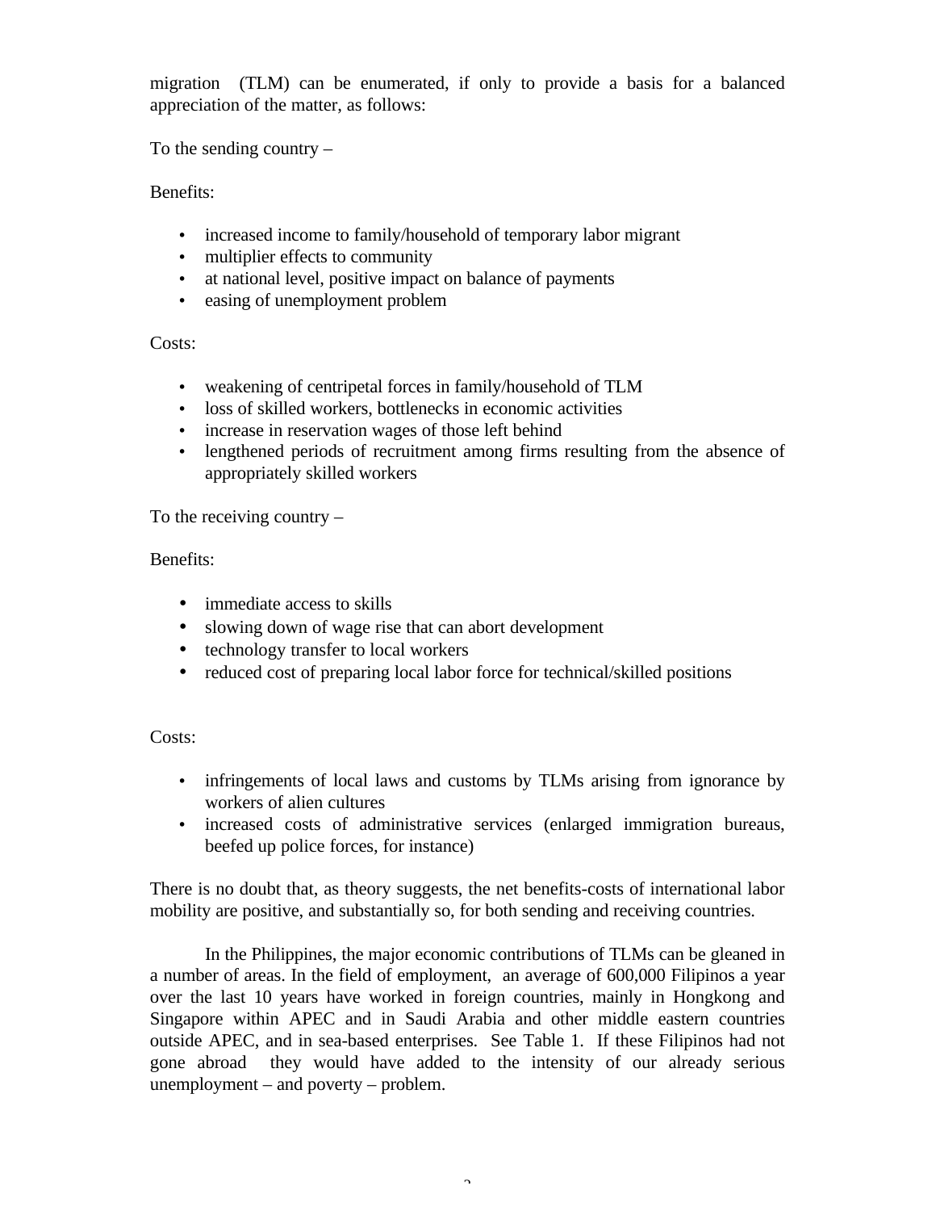migration (TLM) can be enumerated, if only to provide a basis for a balanced appreciation of the matter, as follows:

To the sending country –

Benefits:

- increased income to family/household of temporary labor migrant
- multiplier effects to community
- at national level, positive impact on balance of payments
- easing of unemployment problem

Costs:

- weakening of centripetal forces in family/household of TLM
- loss of skilled workers, bottlenecks in economic activities
- increase in reservation wages of those left behind
- lengthened periods of recruitment among firms resulting from the absence of appropriately skilled workers

To the receiving country –

Benefits:

- immediate access to skills
- slowing down of wage rise that can abort development
- technology transfer to local workers
- reduced cost of preparing local labor force for technical/skilled positions

Costs:

- infringements of local laws and customs by TLMs arising from ignorance by workers of alien cultures
- increased costs of administrative services (enlarged immigration bureaus, beefed up police forces, for instance)

There is no doubt that, as theory suggests, the net benefits-costs of international labor mobility are positive, and substantially so, for both sending and receiving countries.

In the Philippines, the major economic contributions of TLMs can be gleaned in a number of areas. In the field of employment, an average of 600,000 Filipinos a year over the last 10 years have worked in foreign countries, mainly in Hongkong and Singapore within APEC and in Saudi Arabia and other middle eastern countries outside APEC, and in sea-based enterprises. See Table 1. If these Filipinos had not gone abroad they would have added to the intensity of our already serious unemployment – and poverty – problem.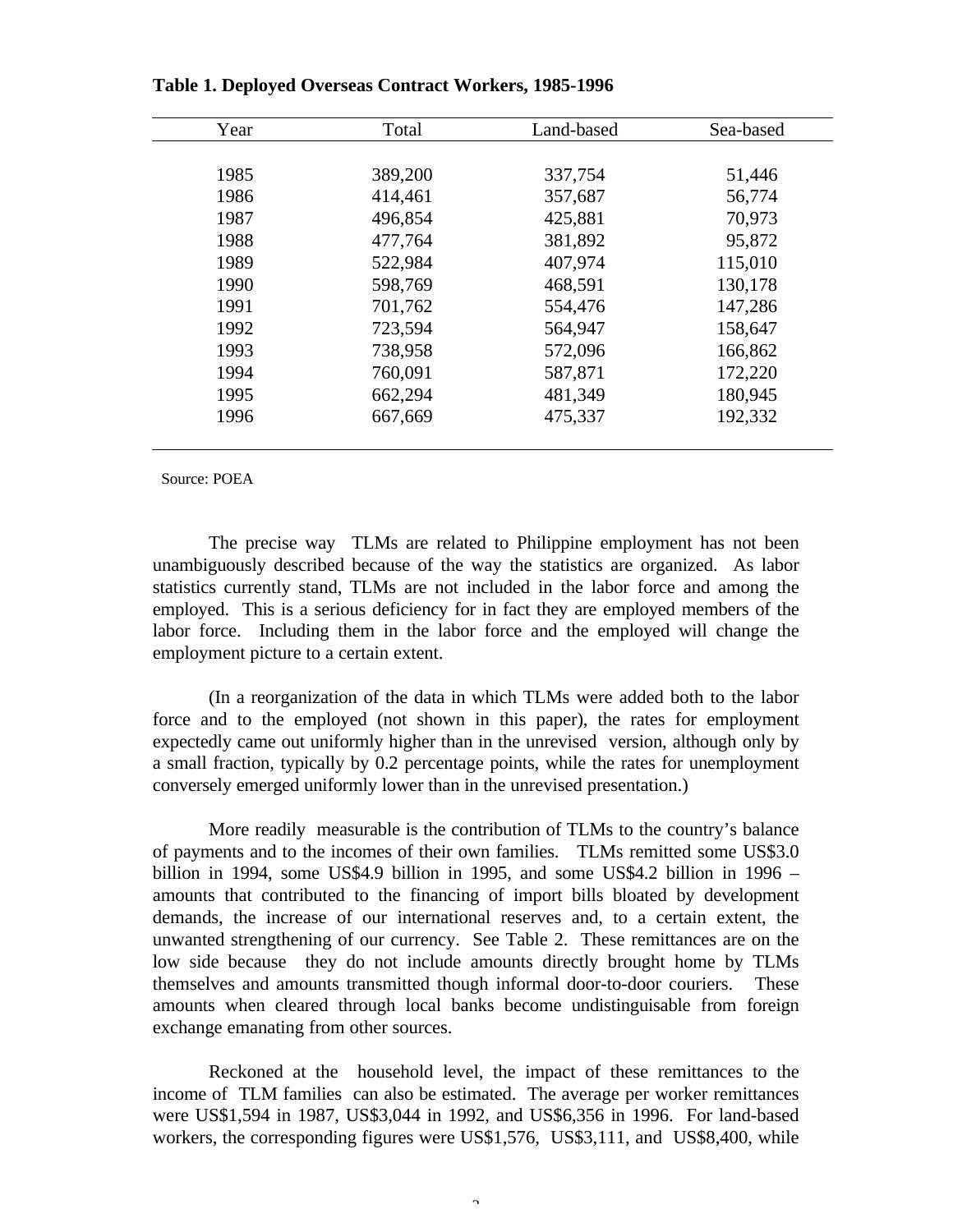**Table 1. Deployed Overseas Contract Workers, 1985-1996**

| Year | Total | Land-based | Sea-based |
|---|---|---|---|
| 1985 | 389,200 | 337,754 | 51,446 |
| 1986 | 414,461 | 357,687 | 56,774 |
| 1987 | 496,854 | 425,881 | 70,973 |
| 1988 | 477,764 | 381,892 | 95,872 |
| 1989 | 522,984 | 407,974 | 115,010 |
| 1990 | 598,769 | 468,591 | 130,178 |
| 1991 | 701,762 | 554,476 | 147,286 |
| 1992 | 723,594 | 564,947 | 158,647 |
| 1993 | 738,958 | 572,096 | 166,862 |
| 1994 | 760,091 | 587,871 | 172,220 |
| 1995 | 662,294 | 481,349 | 180,945 |
| 1996 | 667,669 | 475,337 | 192,332 |

Source: POEA

The precise way TLMs are related to Philippine employment has not been unambiguously described because of the way the statistics are organized. As labor statistics currently stand, TLMs are not included in the labor force and among the employed. This is a serious deficiency for in fact they are employed members of the labor force. Including them in the labor force and the employed will change the employment picture to a certain extent.

(In a reorganization of the data in which TLMs were added both to the labor force and to the employed (not shown in this paper), the rates for employment expectedly came out uniformly higher than in the unrevised version, although only by a small fraction, typically by 0.2 percentage points, while the rates for unemployment conversely emerged uniformly lower than in the unrevised presentation.)

More readily measurable is the contribution of TLMs to the country's balance of payments and to the incomes of their own families. TLMs remitted some US$3.0 billion in 1994, some US$4.9 billion in 1995, and some US$4.2 billion in 1996 – amounts that contributed to the financing of import bills bloated by development demands, the increase of our international reserves and, to a certain extent, the unwanted strengthening of our currency. See Table 2. These remittances are on the low side because they do not include amounts directly brought home by TLMs themselves and amounts transmitted though informal door-to-door couriers. These amounts when cleared through local banks become undistinguisable from foreign exchange emanating from other sources.

Reckoned at the household level, the impact of these remittances to the income of TLM families can also be estimated. The average per worker remittances were US$1,594 in 1987, US$3,044 in 1992, and US$6,356 in 1996. For land-based workers, the corresponding figures were US$1,576, US$3,111, and US$8,400, while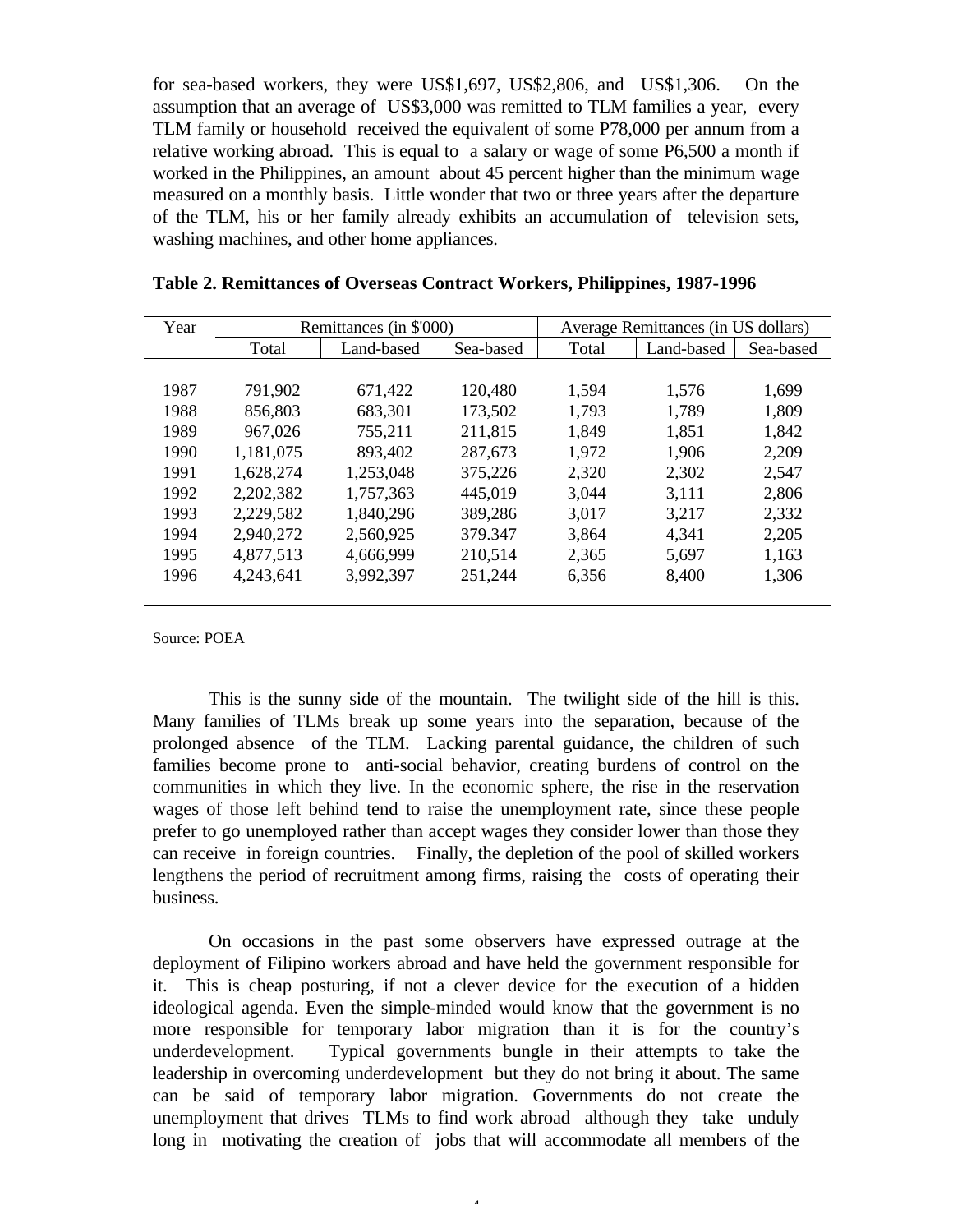for sea-based workers, they were US$1,697, US$2,806, and US$1,306. On the assumption that an average of US$3,000 was remitted to TLM families a year, every TLM family or household received the equivalent of some P78,000 per annum from a relative working abroad. This is equal to a salary or wage of some P6,500 a month if worked in the Philippines, an amount about 45 percent higher than the minimum wage measured on a monthly basis. Little wonder that two or three years after the departure of the TLM, his or her family already exhibits an accumulation of television sets, washing machines, and other home appliances.

**Table 2. Remittances of Overseas Contract Workers, Philippines, 1987-1996**

| Year | Remittances (in $'000) | | | Average Remittances (in US dollars) | | |
|---|---|---|---|---|---|---|
| | Total | Land-based | Sea-based | Total | Land-based | Sea-based |
| 1987 | 791,902 | 671,422 | 120,480 | 1,594 | 1,576 | 1,699 |
| 1988 | 856,803 | 683,301 | 173,502 | 1,793 | 1,789 | 1,809 |
| 1989 | 967,026 | 755,211 | 211,815 | 1,849 | 1,851 | 1,842 |
| 1990 | 1,181,075 | 893,402 | 287,673 | 1,972 | 1,906 | 2,209 |
| 1991 | 1,628,274 | 1,253,048 | 375,226 | 2,320 | 2,302 | 2,547 |
| 1992 | 2,202,382 | 1,757,363 | 445,019 | 3,044 | 3,111 | 2,806 |
| 1993 | 2,229,582 | 1,840,296 | 389,286 | 3,017 | 3,217 | 2,332 |
| 1994 | 2,940,272 | 2,560,925 | 379.347 | 3,864 | 4,341 | 2,205 |
| 1995 | 4,877,513 | 4,666,999 | 210,514 | 2,365 | 5,697 | 1,163 |
| 1996 | 4,243,641 | 3,992,397 | 251,244 | 6,356 | 8,400 | 1,306 |

Source: POEA

This is the sunny side of the mountain. The twilight side of the hill is this. Many families of TLMs break up some years into the separation, because of the prolonged absence of the TLM. Lacking parental guidance, the children of such families become prone to anti-social behavior, creating burdens of control on the communities in which they live. In the economic sphere, the rise in the reservation wages of those left behind tend to raise the unemployment rate, since these people prefer to go unemployed rather than accept wages they consider lower than those they can receive in foreign countries. Finally, the depletion of the pool of skilled workers lengthens the period of recruitment among firms, raising the costs of operating their business.

On occasions in the past some observers have expressed outrage at the deployment of Filipino workers abroad and have held the government responsible for it. This is cheap posturing, if not a clever device for the execution of a hidden ideological agenda. Even the simple-minded would know that the government is no more responsible for temporary labor migration than it is for the country's underdevelopment. Typical governments bungle in their attempts to take the leadership in overcoming underdevelopment but they do not bring it about. The same can be said of temporary labor migration. Governments do not create the unemployment that drives TLMs to find work abroad although they take unduly long in motivating the creation of jobs that will accommodate all members of the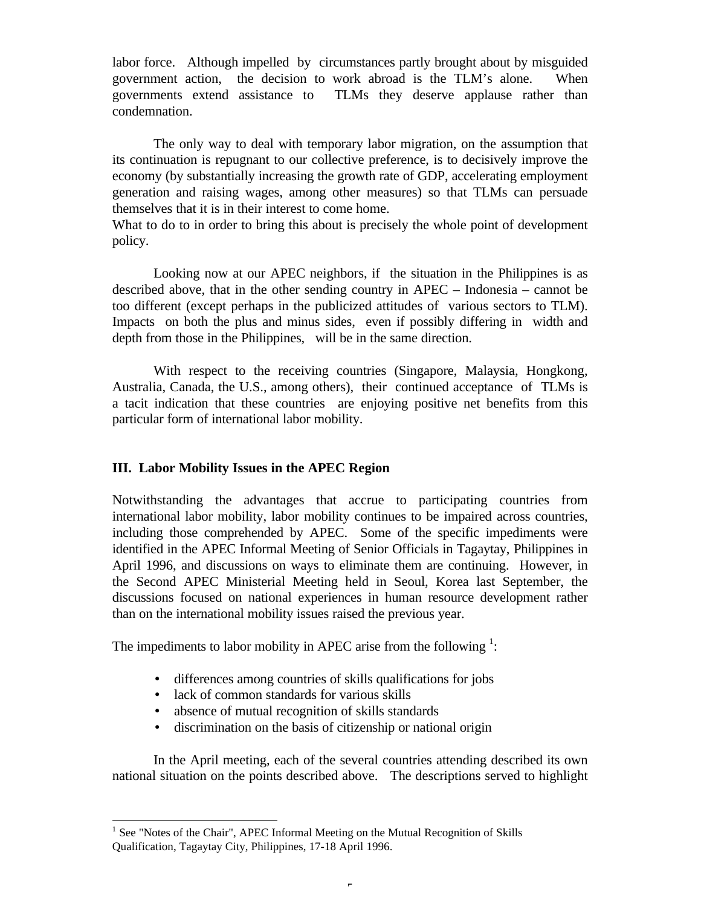labor force. Although impelled by circumstances partly brought about by misguided government action, the decision to work abroad is the TLM's alone. When governments extend assistance to TLMs they deserve applause rather than condemnation.

The only way to deal with temporary labor migration, on the assumption that its continuation is repugnant to our collective preference, is to decisively improve the economy (by substantially increasing the growth rate of GDP, accelerating employment generation and raising wages, among other measures) so that TLMs can persuade themselves that it is in their interest to come home.
What to do to in order to bring this about is precisely the whole point of development policy.

Looking now at our APEC neighbors, if the situation in the Philippines is as described above, that in the other sending country in APEC – Indonesia – cannot be too different (except perhaps in the publicized attitudes of various sectors to TLM). Impacts on both the plus and minus sides, even if possibly differing in width and depth from those in the Philippines, will be in the same direction.

With respect to the receiving countries (Singapore, Malaysia, Hongkong, Australia, Canada, the U.S., among others), their continued acceptance of TLMs is a tacit indication that these countries are enjoying positive net benefits from this particular form of international labor mobility.

## III. Labor Mobility Issues in the APEC Region

Notwithstanding the advantages that accrue to participating countries from international labor mobility, labor mobility continues to be impaired across countries, including those comprehended by APEC. Some of the specific impediments were identified in the APEC Informal Meeting of Senior Officials in Tagaytay, Philippines in April 1996, and discussions on ways to eliminate them are continuing. However, in the Second APEC Ministerial Meeting held in Seoul, Korea last September, the discussions focused on national experiences in human resource development rather than on the international mobility issues raised the previous year.

The impediments to labor mobility in APEC arise from the following [1]:

- differences among countries of skills qualifications for jobs
- lack of common standards for various skills
- absence of mutual recognition of skills standards
- discrimination on the basis of citizenship or national origin

In the April meeting, each of the several countries attending described its own national situation on the points described above. The descriptions served to highlight

[1] See "Notes of the Chair", APEC Informal Meeting on the Mutual Recognition of Skills Qualification, Tagaytay City, Philippines, 17-18 April 1996.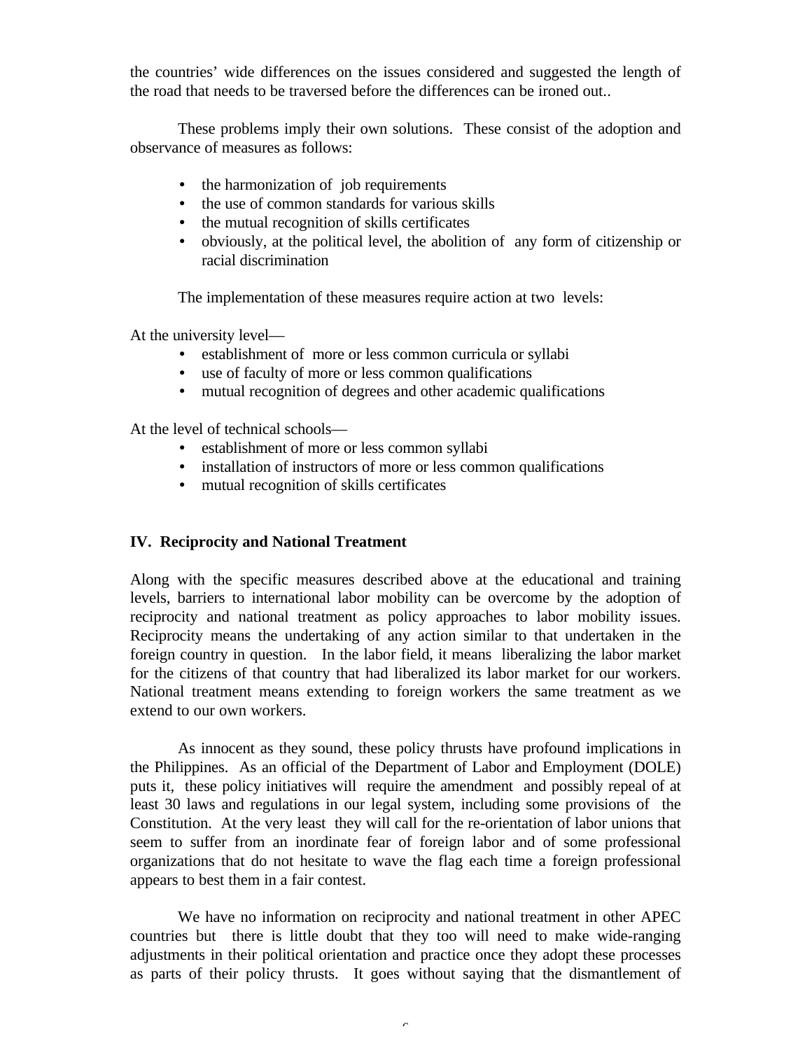the countries' wide differences on the issues considered and suggested the length of the road that needs to be traversed before the differences can be ironed out..

These problems imply their own solutions. These consist of the adoption and observance of measures as follows:

- the harmonization of job requirements
- the use of common standards for various skills
- the mutual recognition of skills certificates
- obviously, at the political level, the abolition of any form of citizenship or racial discrimination

The implementation of these measures require action at two levels:

At the university level—

- establishment of more or less common curricula or syllabi
- use of faculty of more or less common qualifications
- mutual recognition of degrees and other academic qualifications

At the level of technical schools—

- establishment of more or less common syllabi
- installation of instructors of more or less common qualifications
- mutual recognition of skills certificates

## IV. Reciprocity and National Treatment

Along with the specific measures described above at the educational and training levels, barriers to international labor mobility can be overcome by the adoption of reciprocity and national treatment as policy approaches to labor mobility issues. Reciprocity means the undertaking of any action similar to that undertaken in the foreign country in question. In the labor field, it means liberalizing the labor market for the citizens of that country that had liberalized its labor market for our workers. National treatment means extending to foreign workers the same treatment as we extend to our own workers.

As innocent as they sound, these policy thrusts have profound implications in the Philippines. As an official of the Department of Labor and Employment (DOLE) puts it, these policy initiatives will require the amendment and possibly repeal of at least 30 laws and regulations in our legal system, including some provisions of the Constitution. At the very least they will call for the re-orientation of labor unions that seem to suffer from an inordinate fear of foreign labor and of some professional organizations that do not hesitate to wave the flag each time a foreign professional appears to best them in a fair contest.

We have no information on reciprocity and national treatment in other APEC countries but there is little doubt that they too will need to make wide-ranging adjustments in their political orientation and practice once they adopt these processes as parts of their policy thrusts. It goes without saying that the dismantlement of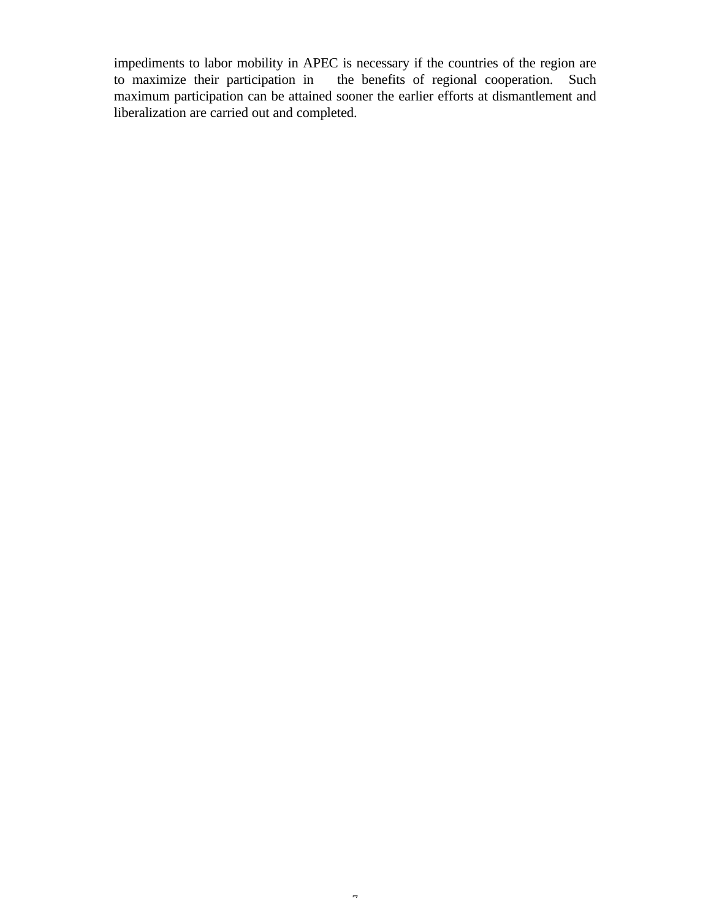impediments to labor mobility in APEC is necessary if the countries of the region are to maximize their participation in the benefits of regional cooperation. Such maximum participation can be attained sooner the earlier efforts at dismantlement and liberalization are carried out and completed.